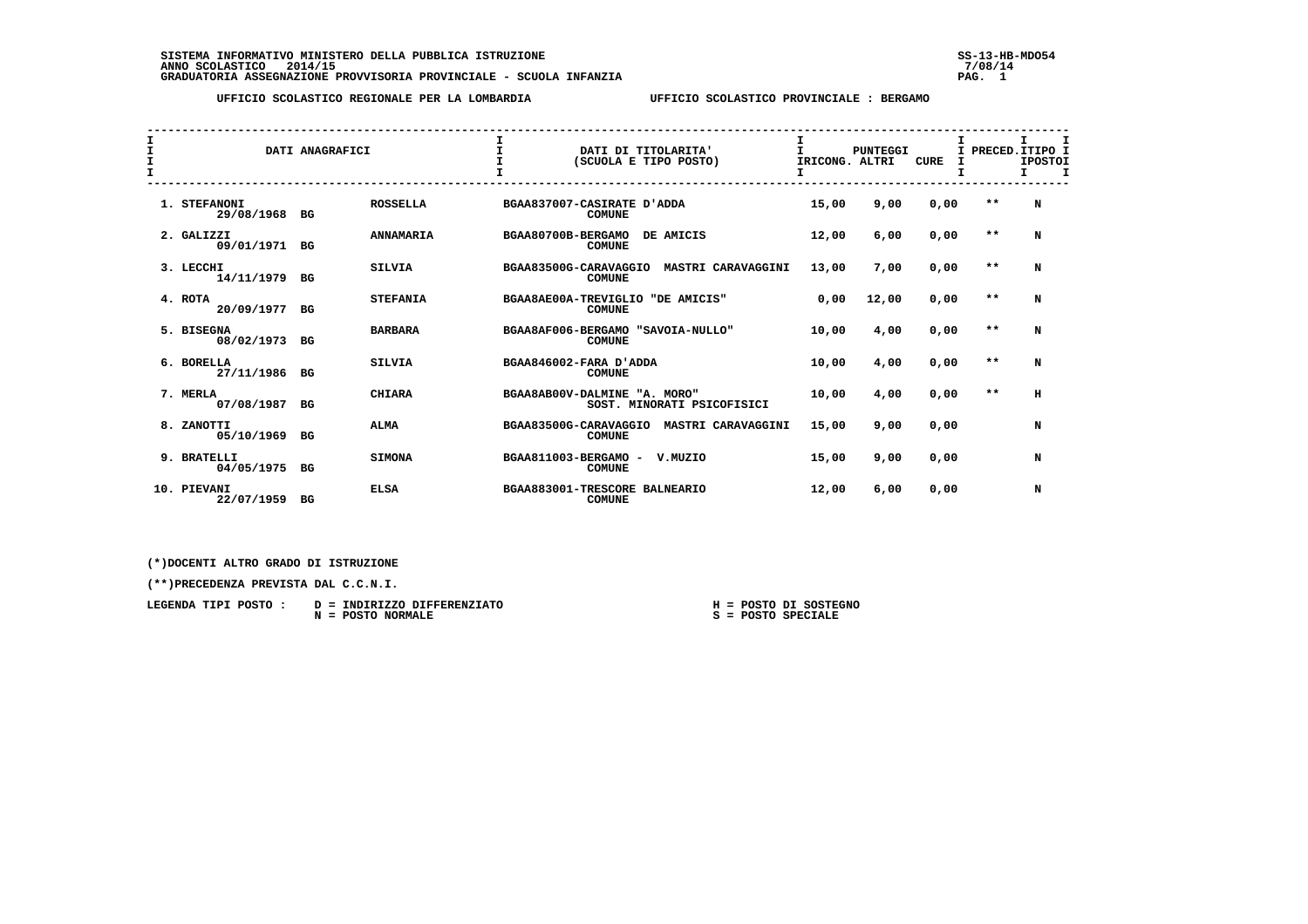SISTEMA INFORMATIVO MINISTERO DELLA PUBBLICA ISTRUZIONE
ANNO SCOLASTICO 2014/15
GRADUATORIA ASSEGNAZIONE PROVVISORIA PROVINCIALE - SCUOLA INFANZIA

SS-13-HB-MDO54
7/08/14

UFFICIO SCOLASTICO REGIONALE PER LA LOMBARDIA — UFFICIO SCOLASTICO PROVINCIALE : BERGAMO

| DATI ANAGRAFICI | | | DATI DI TITOLARITA' (SCUOLA E TIPO POSTO) | PUNTEGGI IRICONG. | ALTRI | CURE | PRECED. | TIPO POSTO |
|---|---|---|---|---|---|---|---|---|
| 1. STEFANONI 29/08/1968 | BG | ROSSELLA | BGAA837007-CASIRATE D'ADDA COMUNE | 15,00 | 9,00 | 0,00 | ** | N |
| 2. GALIZZI 09/01/1971 | BG | ANNAMARIA | BGAA80700B-BERGAMO DE AMICIS COMUNE | 12,00 | 6,00 | 0,00 | ** | N |
| 3. LECCHI 14/11/1979 | BG | SILVIA | BGAA83500G-CARAVAGGIO MASTRI CARAVAGGINI COMUNE | 13,00 | 7,00 | 0,00 | ** | N |
| 4. ROTA 20/09/1977 | BG | STEFANIA | BGAA8AE00A-TREVIGLIO "DE AMICIS" COMUNE | 0,00 | 12,00 | 0,00 | ** | N |
| 5. BISEGNA 08/02/1973 | BG | BARBARA | BGAA8AF006-BERGAMO "SAVOIA-NULLO" COMUNE | 10,00 | 4,00 | 0,00 | ** | N |
| 6. BORELLA 27/11/1986 | BG | SILVIA | BGAA846002-FARA D'ADDA COMUNE | 10,00 | 4,00 | 0,00 | ** | N |
| 7. MERLA 07/08/1987 | BG | CHIARA | BGAA8AB00V-DALMINE "A. MORO" SOST. MINORATI PSICOFISICI | 10,00 | 4,00 | 0,00 | ** | H |
| 8. ZANOTTI 05/10/1969 | BG | ALMA | BGAA83500G-CARAVAGGIO MASTRI CARAVAGGINI COMUNE | 15,00 | 9,00 | 0,00 | | N |
| 9. BRATELLI 04/05/1975 | BG | SIMONA | BGAA811003-BERGAMO - V.MUZIO COMUNE | 15,00 | 9,00 | 0,00 | | N |
| 10. PIEVANI 22/07/1959 | BG | ELSA | BGAA883001-TRESCORE BALNEARIO COMUNE | 12,00 | 6,00 | 0,00 | | N |

(*)DOCENTI ALTRO GRADO DI ISTRUZIONE

(**)PRECEDENZA PREVISTA DAL C.C.N.I.

LEGENDA TIPI POSTO :
D = INDIRIZZO DIFFERENZIATO
N = POSTO NORMALE
H = POSTO DI SOSTEGNO
S = POSTO SPECIALE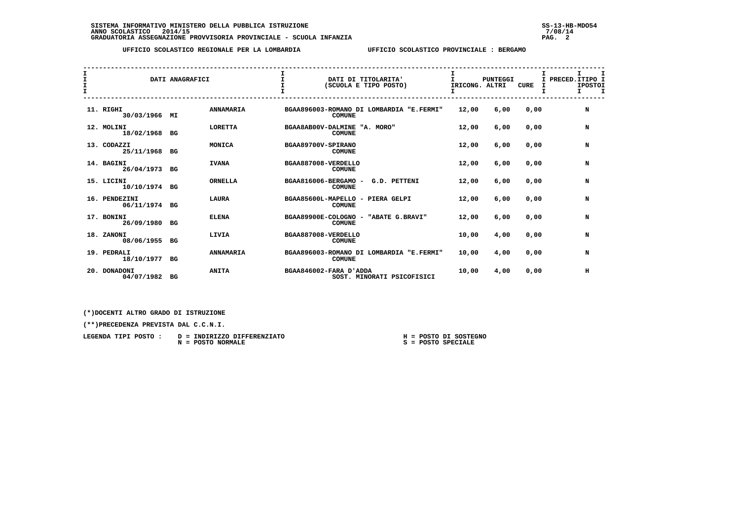SISTEMA INFORMATIVO MINISTERO DELLA PUBBLICA ISTRUZIONE
ANNO SCOLASTICO 2014/15
GRADUATORIA ASSEGNAZIONE PROVVISORIA PROVINCIALE - SCUOLA INFANZIA

UFFICIO SCOLASTICO REGIONALE PER LA LOMBARDIA — UFFICIO SCOLASTICO PROVINCIALE : BERGAMO

| DATI ANAGRAFICI | | | DATI DI TITOLARITA' (SCUOLA E TIPO POSTO) | PUNTEGGI RICONG. | ALTRI | CURE | PRECED. | TIPO POSTO |
|---|---|---|---|---|---|---|---|---|
| 11. RIGHI 30/03/1966 | MI | ANNAMARIA | BGAA896003-ROMANO DI LOMBARDIA "E.FERMI" COMUNE | 12,00 | 6,00 | 0,00 | | N |
| 12. MOLINI 18/02/1968 | BG | LORETTA | BGAA8AB00V-DALMINE "A. MORO" COMUNE | 12,00 | 6,00 | 0,00 | | N |
| 13. CODAZZI 25/11/1968 | BG | MONICA | BGAA89700V-SPIRANO COMUNE | 12,00 | 6,00 | 0,00 | | N |
| 14. BAGINI 26/04/1973 | BG | IVANA | BGAA887008-VERDELLO COMUNE | 12,00 | 6,00 | 0,00 | | N |
| 15. LICINI 10/10/1974 | BG | ORNELLA | BGAA816006-BERGAMO - G.D. PETTENI COMUNE | 12,00 | 6,00 | 0,00 | | N |
| 16. PENDEZINI 06/11/1974 | BG | LAURA | BGAA85600L-MAPELLO - PIERA GELPI COMUNE | 12,00 | 6,00 | 0,00 | | N |
| 17. BONINI 26/09/1980 | BG | ELENA | BGAA89900E-COLOGNO - "ABATE G.BRAVI" COMUNE | 12,00 | 6,00 | 0,00 | | N |
| 18. ZANONI 08/06/1955 | BG | LIVIA | BGAA887008-VERDELLO COMUNE | 10,00 | 4,00 | 0,00 | | N |
| 19. PEDRALI 18/10/1977 | BG | ANNAMARIA | BGAA896003-ROMANO DI LOMBARDIA "E.FERMI" COMUNE | 10,00 | 4,00 | 0,00 | | N |
| 20. DONADONI 04/07/1982 | BG | ANITA | BGAA846002-FARA D'ADDA SOST. MINORATI PSICOFISICI | 10,00 | 4,00 | 0,00 | | H |

(*)DOCENTI ALTRO GRADO DI ISTRUZIONE

(**)PRECEDENZA PREVISTA DAL C.C.N.I.

LEGENDA TIPI POSTO :
- D = INDIRIZZO DIFFERENZIATO
- N = POSTO NORMALE
- H = POSTO DI SOSTEGNO
- S = POSTO SPECIALE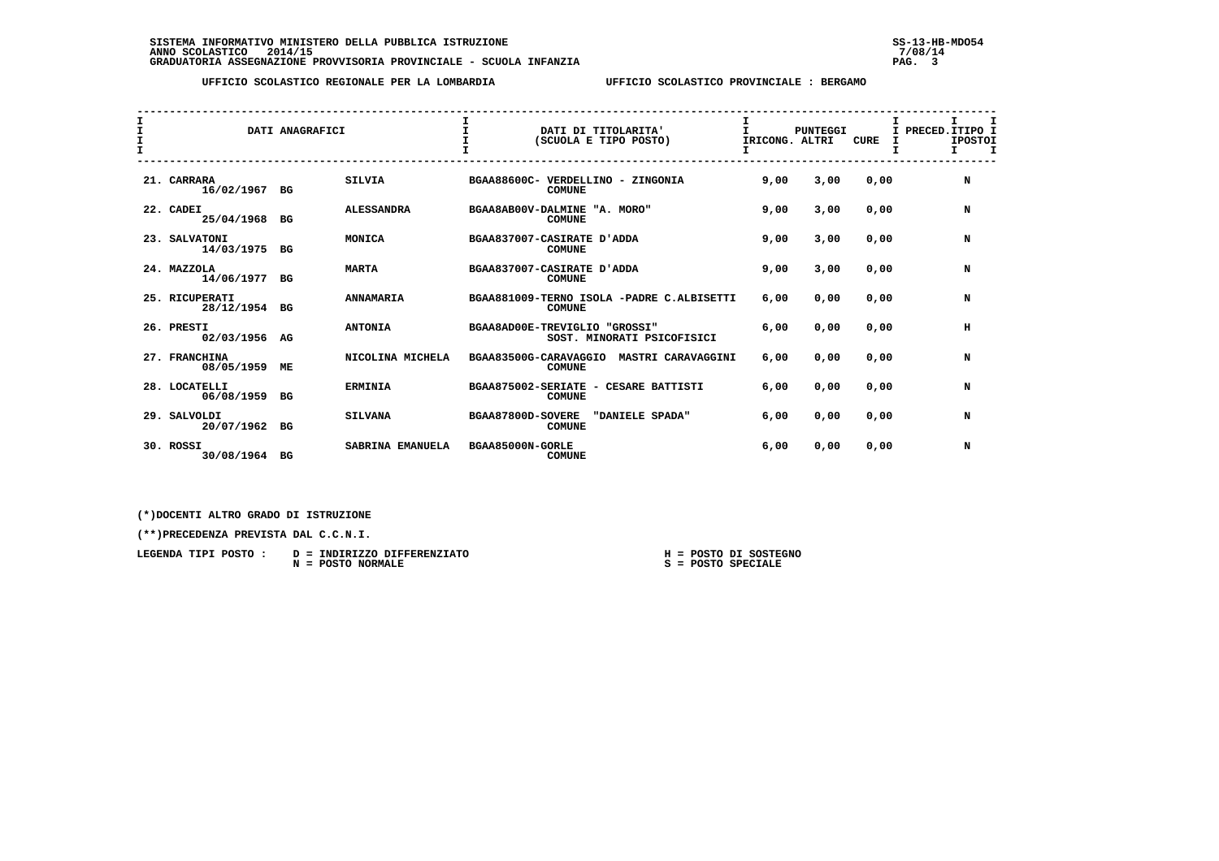SISTEMA INFORMATIVO MINISTERO DELLA PUBBLICA ISTRUZIONE
ANNO SCOLASTICO 2014/15
GRADUATORIA ASSEGNAZIONE PROVVISORIA PROVINCIALE - SCUOLA INFANZIA

SS-13-HB-MDO54
7/08/14

UFFICIO SCOLASTICO REGIONALE PER LA LOMBARDIA — UFFICIO SCOLASTICO PROVINCIALE : BERGAMO

| DATI ANAGRAFICI | | | DATI DI TITOLARITA' (SCUOLA E TIPO POSTO) | PUNTEGGI RICONG. | ALTRI | CURE | PRECED. | TIPO POSTO |
|---|---|---|---|---|---|---|---|---|
| 21. CARRARA 16/02/1967 | BG | SILVIA | BGAA88600C- VERDELLINO - ZINGONIA COMUNE | 9,00 | 3,00 | 0,00 | | N |
| 22. CADEI 25/04/1968 | BG | ALESSANDRA | BGAA8AB00V-DALMINE "A. MORO" COMUNE | 9,00 | 3,00 | 0,00 | | N |
| 23. SALVATONI 14/03/1975 | BG | MONICA | BGAA837007-CASIRATE D'ADDA COMUNE | 9,00 | 3,00 | 0,00 | | N |
| 24. MAZZOLA 14/06/1977 | BG | MARTA | BGAA837007-CASIRATE D'ADDA COMUNE | 9,00 | 3,00 | 0,00 | | N |
| 25. RICUPERATI 28/12/1954 | BG | ANNAMARIA | BGAA881009-TERNO ISOLA -PADRE C.ALBISETTI COMUNE | 6,00 | 0,00 | 0,00 | | N |
| 26. PRESTI 02/03/1956 | AG | ANTONIA | BGAA8AD00E-TREVIGLIO "GROSSI" SOST. MINORATI PSICOFISICI | 6,00 | 0,00 | 0,00 | | H |
| 27. FRANCHINA 08/05/1959 | ME | NICOLINA MICHELA | BGAA83500G-CARAVAGGIO MASTRI CARAVAGGINI COMUNE | 6,00 | 0,00 | 0,00 | | N |
| 28. LOCATELLI 06/08/1959 | BG | ERMINIA | BGAA875002-SERIATE - CESARE BATTISTI COMUNE | 6,00 | 0,00 | 0,00 | | N |
| 29. SALVOLDI 20/07/1962 | BG | SILVANA | BGAA87800D-SOVERE "DANIELE SPADA" COMUNE | 6,00 | 0,00 | 0,00 | | N |
| 30. ROSSI 30/08/1964 | BG | SABRINA EMANUELA | BGAA85000N-GORLE COMUNE | 6,00 | 0,00 | 0,00 | | N |

(*)DOCENTI ALTRO GRADO DI ISTRUZIONE

(**)PRECEDENZA PREVISTA DAL C.C.N.I.

LEGENDA TIPI POSTO :
- D = INDIRIZZO DIFFERENZIATO
- N = POSTO NORMALE
- H = POSTO DI SOSTEGNO
- S = POSTO SPECIALE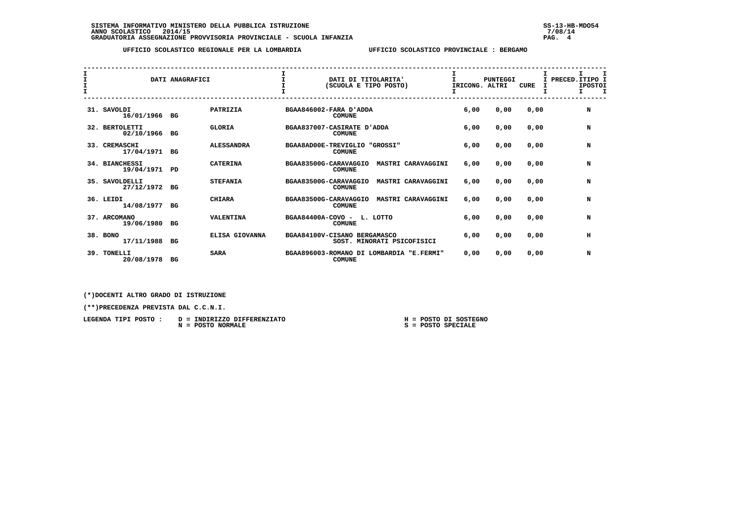UFFICIO SCOLASTICO REGIONALE PER LA LOMBARDIA UFFICIO SCOLASTICO PROVINCIALE : BERGAMO

| DATI ANAGRAFICI | | | DATI DI TITOLARITA' (SCUOLA E TIPO POSTO) | PUNTEGGI RICONG. | ALTRI | CURE | PRECED. | TIPO POSTO |
|---|---|---|---|---|---|---|---|---|
| 31. SAVOLDI 16/01/1966 | BG | PATRIZIA | BGAA846002-FARA D'ADDA COMUNE | 6,00 | 0,00 | 0,00 | | N |
| 32. BERTOLETTI 02/10/1966 | BG | GLORIA | BGAA837007-CASIRATE D'ADDA COMUNE | 6,00 | 0,00 | 0,00 | | N |
| 33. CREMASCHI 17/04/1971 | BG | ALESSANDRA | BGAA8AD00E-TREVIGLIO "GROSSI" COMUNE | 6,00 | 0,00 | 0,00 | | N |
| 34. BIANCHESSI 19/04/1971 | PD | CATERINA | BGAA83500G-CARAVAGGIO MASTRI CARAVAGGINI COMUNE | 6,00 | 0,00 | 0,00 | | N |
| 35. SAVOLDELLI 27/12/1972 | BG | STEFANIA | BGAA83500G-CARAVAGGIO MASTRI CARAVAGGINI COMUNE | 6,00 | 0,00 | 0,00 | | N |
| 36. LEIDI 14/08/1977 | BG | CHIARA | BGAA83500G-CARAVAGGIO MASTRI CARAVAGGINI COMUNE | 6,00 | 0,00 | 0,00 | | N |
| 37. ARCOMANO 19/06/1980 | BG | VALENTINA | BGAA84400A-COVO - L. LOTTO COMUNE | 6,00 | 0,00 | 0,00 | | N |
| 38. BONO 17/11/1988 | BG | ELISA GIOVANNA | BGAA84100V-CISANO BERGAMASCO SOST. MINORATI PSICOFISICI | 6,00 | 0,00 | 0,00 | | H |
| 39. TONELLI 20/08/1978 | BG | SARA | BGAA896003-ROMANO DI LOMBARDIA "E.FERMI" COMUNE | 0,00 | 0,00 | 0,00 | | N |

(*)DOCENTI ALTRO GRADO DI ISTRUZIONE

(**)PRECEDENZA PREVISTA DAL C.C.N.I.

LEGENDA TIPI POSTO : D = INDIRIZZO DIFFERENZIATO H = POSTO DI SOSTEGNO
N = POSTO NORMALE S = POSTO SPECIALE